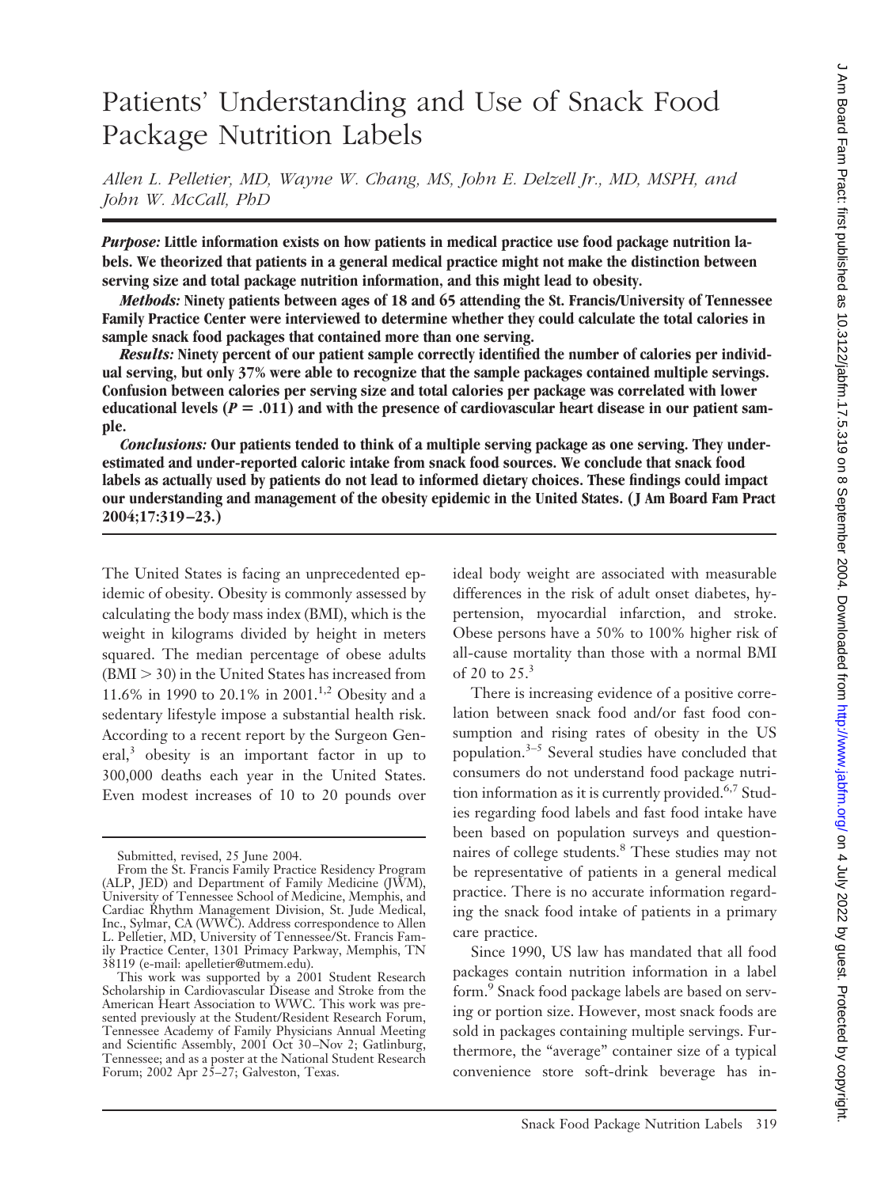# Patients' Understanding and Use of Snack Food Package Nutrition Labels

*Allen L. Pelletier, MD, Wayne W. Chang, MS, John E. Delzell Jr., MD, MSPH, and John W. McCall, PhD*

***Purpose:*** **Little information exists on how patients in medical practice use food package nutrition labels. We theorized that patients in a general medical practice might not make the distinction between serving size and total package nutrition information, and this might lead to obesity.**

***Methods:*** **Ninety patients between ages of 18 and 65 attending the St. Francis/University of Tennessee Family Practice Center were interviewed to determine whether they could calculate the total calories in sample snack food packages that contained more than one serving.**

***Results:*** **Ninety percent of our patient sample correctly identified the number of calories per individual serving, but only 37% were able to recognize that the sample packages contained multiple servings. Confusion between calories per serving size and total calories per package was correlated with lower educational levels ($P = .011$) and with the presence of cardiovascular heart disease in our patient sample.**

***Conclusions:*** **Our patients tended to think of a multiple serving package as one serving. They underestimated and under-reported caloric intake from snack food sources. We conclude that snack food labels as actually used by patients do not lead to informed dietary choices. These findings could impact our understanding and management of the obesity epidemic in the United States. (J Am Board Fam Pract 2004;17:319–23.)**

The United States is facing an unprecedented epidemic of obesity. Obesity is commonly assessed by calculating the body mass index (BMI), which is the weight in kilograms divided by height in meters squared. The median percentage of obese adults ($BMI > 30$) in the United States has increased from 11.6% in 1990 to 20.1% in 2001.[1,2] Obesity and a sedentary lifestyle impose a substantial health risk. According to a recent report by the Surgeon General,[3] obesity is an important factor in up to 300,000 deaths each year in the United States. Even modest increases of 10 to 20 pounds over ideal body weight are associated with measurable differences in the risk of adult onset diabetes, hypertension, myocardial infarction, and stroke. Obese persons have a 50% to 100% higher risk of all-cause mortality than those with a normal BMI of 20 to 25.[3]

There is increasing evidence of a positive correlation between snack food and/or fast food consumption and rising rates of obesity in the US population.[3–5] Several studies have concluded that consumers do not understand food package nutrition information as it is currently provided.[6,7] Studies regarding food labels and fast food intake have been based on population surveys and questionnaires of college students.[8] These studies may not be representative of patients in a general medical practice. There is no accurate information regarding the snack food intake of patients in a primary care practice.

Since 1990, US law has mandated that all food packages contain nutrition information in a label form.[9] Snack food package labels are based on serving or portion size. However, most snack foods are sold in packages containing multiple servings. Furthermore, the "average" container size of a typical convenience store soft-drink beverage has in-

Submitted, revised, 25 June 2004.

From the St. Francis Family Practice Residency Program (ALP, JED) and Department of Family Medicine (JWM), University of Tennessee School of Medicine, Memphis, and Cardiac Rhythm Management Division, St. Jude Medical, Inc., Sylmar, CA (WWC). Address correspondence to Allen L. Pelletier, MD, University of Tennessee/St. Francis Family Practice Center, 1301 Primacy Parkway, Memphis, TN 38119 (e-mail: apelletier@utmem.edu).

This work was supported by a 2001 Student Research Scholarship in Cardiovascular Disease and Stroke from the American Heart Association to WWC. This work was presented previously at the Student/Resident Research Forum, Tennessee Academy of Family Physicians Annual Meeting and Scientific Assembly, 2001 Oct 30–Nov 2; Gatlinburg, Tennessee; and as a poster at the National Student Research Forum; 2002 Apr 25–27; Galveston, Texas.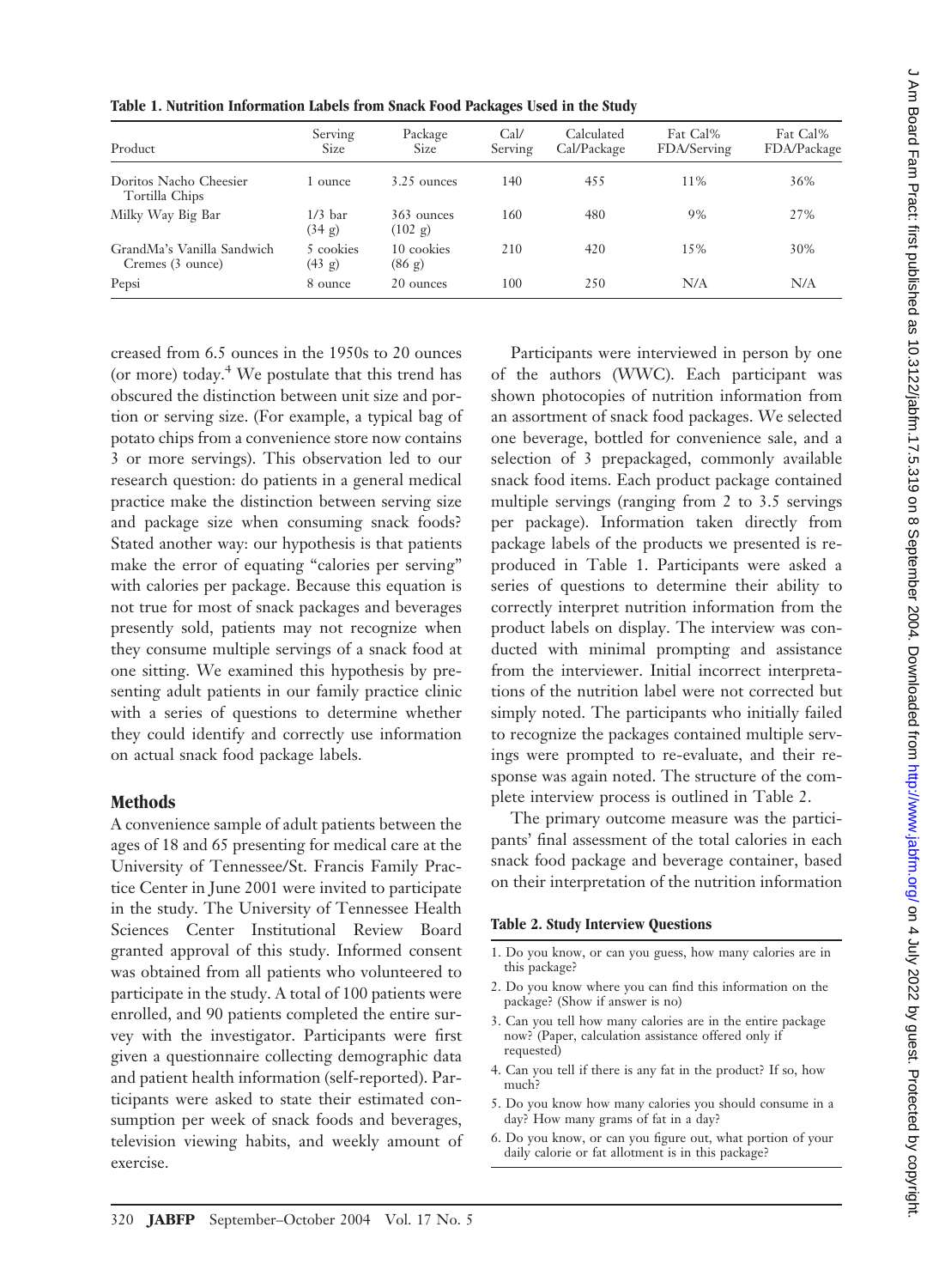**Table 1. Nutrition Information Labels from Snack Food Packages Used in the Study**

| Product | Serving Size | Package Size | Cal/ Serving | Calculated Cal/Package | Fat Cal% FDA/Serving | Fat Cal% FDA/Package |
|---|---|---|---|---|---|---|
| Doritos Nacho Cheesier Tortilla Chips | 1 ounce | 3.25 ounces | 140 | 455 | 11% | 36% |
| Milky Way Big Bar | 1/3 bar (34 g) | 363 ounces (102 g) | 160 | 480 | 9% | 27% |
| GrandMa's Vanilla Sandwich Cremes (3 ounce) | 5 cookies (43 g) | 10 cookies (86 g) | 210 | 420 | 15% | 30% |
| Pepsi | 8 ounce | 20 ounces | 100 | 250 | N/A | N/A |

creased from 6.5 ounces in the 1950s to 20 ounces (or more) today.[4] We postulate that this trend has obscured the distinction between unit size and portion or serving size. (For example, a typical bag of potato chips from a convenience store now contains 3 or more servings). This observation led to our research question: do patients in a general medical practice make the distinction between serving size and package size when consuming snack foods? Stated another way: our hypothesis is that patients make the error of equating "calories per serving" with calories per package. Because this equation is not true for most of snack packages and beverages presently sold, patients may not recognize when they consume multiple servings of a snack food at one sitting. We examined this hypothesis by presenting adult patients in our family practice clinic with a series of questions to determine whether they could identify and correctly use information on actual snack food package labels.

## Methods

A convenience sample of adult patients between the ages of 18 and 65 presenting for medical care at the University of Tennessee/St. Francis Family Practice Center in June 2001 were invited to participate in the study. The University of Tennessee Health Sciences Center Institutional Review Board granted approval of this study. Informed consent was obtained from all patients who volunteered to participate in the study. A total of 100 patients were enrolled, and 90 patients completed the entire survey with the investigator. Participants were first given a questionnaire collecting demographic data and patient health information (self-reported). Participants were asked to state their estimated consumption per week of snack foods and beverages, television viewing habits, and weekly amount of exercise.

Participants were interviewed in person by one of the authors (WWC). Each participant was shown photocopies of nutrition information from an assortment of snack food packages. We selected one beverage, bottled for convenience sale, and a selection of 3 prepackaged, commonly available snack food items. Each product package contained multiple servings (ranging from 2 to 3.5 servings per package). Information taken directly from package labels of the products we presented is reproduced in Table 1. Participants were asked a series of questions to determine their ability to correctly interpret nutrition information from the product labels on display. The interview was conducted with minimal prompting and assistance from the interviewer. Initial incorrect interpretations of the nutrition label were not corrected but simply noted. The participants who initially failed to recognize the packages contained multiple servings were prompted to re-evaluate, and their response was again noted. The structure of the complete interview process is outlined in Table 2.

The primary outcome measure was the participants' final assessment of the total calories in each snack food package and beverage container, based on their interpretation of the nutrition information

**Table 2. Study Interview Questions**

1. Do you know, or can you guess, how many calories are in this package?
2. Do you know where you can find this information on the package? (Show if answer is no)
3. Can you tell how many calories are in the entire package now? (Paper, calculation assistance offered only if requested)
4. Can you tell if there is any fat in the product? If so, how much?
5. Do you know how many calories you should consume in a day? How many grams of fat in a day?
6. Do you know, or can you figure out, what portion of your daily calorie or fat allotment is in this package?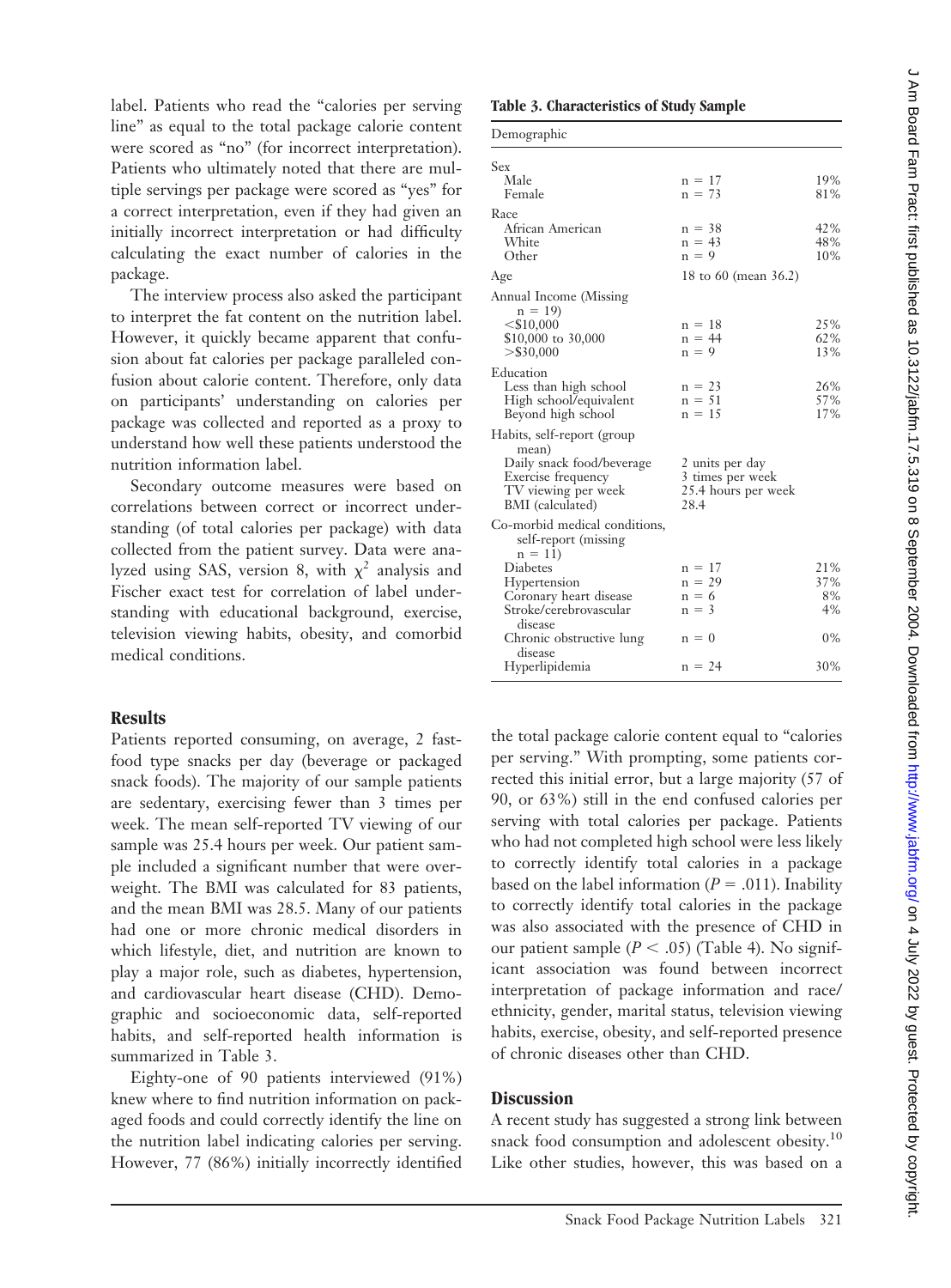label. Patients who read the "calories per serving line" as equal to the total package calorie content were scored as "no" (for incorrect interpretation). Patients who ultimately noted that there are multiple servings per package were scored as "yes" for a correct interpretation, even if they had given an initially incorrect interpretation or had difficulty calculating the exact number of calories in the package.

The interview process also asked the participant to interpret the fat content on the nutrition label. However, it quickly became apparent that confusion about fat calories per package paralleled confusion about calorie content. Therefore, only data on participants' understanding on calories per package was collected and reported as a proxy to understand how well these patients understood the nutrition information label.

Secondary outcome measures were based on correlations between correct or incorrect understanding (of total calories per package) with data collected from the patient survey. Data were analyzed using SAS, version 8, with $\chi^2$ analysis and Fischer exact test for correlation of label understanding with educational background, exercise, television viewing habits, obesity, and comorbid medical conditions.

**Table 3. Characteristics of Study Sample**

| Demographic | | |
|---|---|---|
| Sex | | |
| Male | n = 17 | 19% |
| Female | n = 73 | 81% |
| Race | | |
| African American | n = 38 | 42% |
| White | n = 43 | 48% |
| Other | n = 9 | 10% |
| Age | 18 to 60 (mean 36.2) | |
| Annual Income (Missing n = 19) | | |
| <$10,000 | n = 18 | 25% |
| $10,000 to 30,000 | n = 44 | 62% |
| >$30,000 | n = 9 | 13% |
| Education | | |
| Less than high school | n = 23 | 26% |
| High school/equivalent | n = 51 | 57% |
| Beyond high school | n = 15 | 17% |
| Habits, self-report (group mean) | | |
| Daily snack food/beverage | 2 units per day | |
| Exercise frequency | 3 times per week | |
| TV viewing per week | 25.4 hours per week | |
| BMI (calculated) | 28.4 | |
| Co-morbid medical conditions, self-report (missing n = 11) | | |
| Diabetes | n = 17 | 21% |
| Hypertension | n = 29 | 37% |
| Coronary heart disease | n = 6 | 8% |
| Stroke/cerebrovascular disease | n = 3 | 4% |
| Chronic obstructive lung disease | n = 0 | 0% |
| Hyperlipidemia | n = 24 | 30% |

## Results

Patients reported consuming, on average, 2 fast-food type snacks per day (beverage or packaged snack foods). The majority of our sample patients are sedentary, exercising fewer than 3 times per week. The mean self-reported TV viewing of our sample was 25.4 hours per week. Our patient sample included a significant number that were overweight. The BMI was calculated for 83 patients, and the mean BMI was 28.5. Many of our patients had one or more chronic medical disorders in which lifestyle, diet, and nutrition are known to play a major role, such as diabetes, hypertension, and cardiovascular heart disease (CHD). Demographic and socioeconomic data, self-reported habits, and self-reported health information is summarized in Table 3.

Eighty-one of 90 patients interviewed (91%) knew where to find nutrition information on packaged foods and could correctly identify the line on the nutrition label indicating calories per serving. However, 77 (86%) initially incorrectly identified the total package calorie content equal to "calories per serving." With prompting, some patients corrected this initial error, but a large majority (57 of 90, or 63%) still in the end confused calories per serving with total calories per package. Patients who had not completed high school were less likely to correctly identify total calories in a package based on the label information ($P = .011$). Inability to correctly identify total calories in the package was also associated with the presence of CHD in our patient sample ($P < .05$) (Table 4). No significant association was found between incorrect interpretation of package information and race/ethnicity, gender, marital status, television viewing habits, exercise, obesity, and self-reported presence of chronic diseases other than CHD.

## Discussion

A recent study has suggested a strong link between snack food consumption and adolescent obesity.[10] Like other studies, however, this was based on a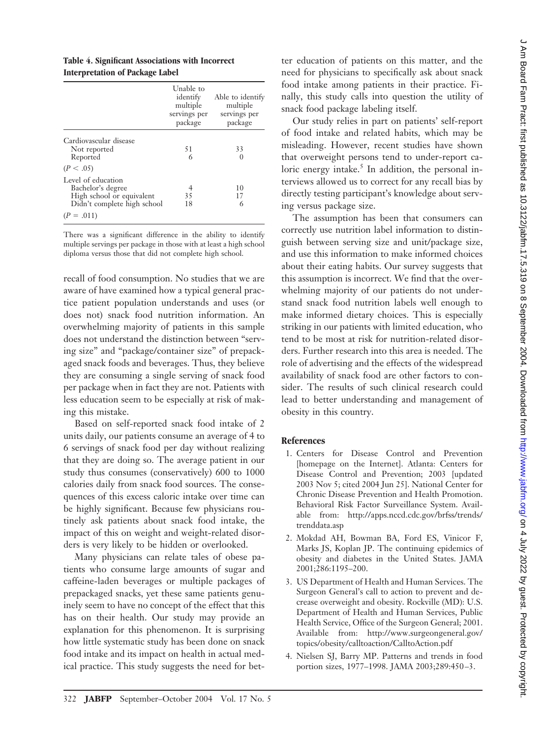**Table 4. Significant Associations with Incorrect Interpretation of Package Label**

| | Unable to identify multiple servings per package | Able to identify multiple servings per package |
|---|---|---|
| Cardiovascular disease | | |
| Not reported | 51 | 33 |
| Reported | 6 | 0 |
| ($P < .05$) | | |
| Level of education | | |
| Bachelor's degree | 4 | 10 |
| High school or equivalent | 35 | 17 |
| Didn't complete high school | 18 | 6 |
| ($P = .011$) | | |

There was a significant difference in the ability to identify multiple servings per package in those with at least a high school diploma versus those that did not complete high school.

recall of food consumption. No studies that we are aware of have examined how a typical general practice patient population understands and uses (or does not) snack food nutrition information. An overwhelming majority of patients in this sample does not understand the distinction between "serving size" and "package/container size" of prepackaged snack foods and beverages. Thus, they believe they are consuming a single serving of snack food per package when in fact they are not. Patients with less education seem to be especially at risk of making this mistake.

Based on self-reported snack food intake of 2 units daily, our patients consume an average of 4 to 6 servings of snack food per day without realizing that they are doing so. The average patient in our study thus consumes (conservatively) 600 to 1000 calories daily from snack food sources. The consequences of this excess caloric intake over time can be highly significant. Because few physicians routinely ask patients about snack food intake, the impact of this on weight and weight-related disorders is very likely to be hidden or overlooked.

Many physicians can relate tales of obese patients who consume large amounts of sugar and caffeine-laden beverages or multiple packages of prepackaged snacks, yet these same patients genuinely seem to have no concept of the effect that this has on their health. Our study may provide an explanation for this phenomenon. It is surprising how little systematic study has been done on snack food intake and its impact on health in actual medical practice. This study suggests the need for better education of patients on this matter, and the need for physicians to specifically ask about snack food intake among patients in their practice. Finally, this study calls into question the utility of snack food package labeling itself.

Our study relies in part on patients' self-report of food intake and related habits, which may be misleading. However, recent studies have shown that overweight persons tend to under-report caloric energy intake.[5] In addition, the personal interviews allowed us to correct for any recall bias by directly testing participant's knowledge about serving versus package size.

The assumption has been that consumers can correctly use nutrition label information to distinguish between serving size and unit/package size, and use this information to make informed choices about their eating habits. Our survey suggests that this assumption is incorrect. We find that the overwhelming majority of our patients do not understand snack food nutrition labels well enough to make informed dietary choices. This is especially striking in our patients with limited education, who tend to be most at risk for nutrition-related disorders. Further research into this area is needed. The role of advertising and the effects of the widespread availability of snack food are other factors to consider. The results of such clinical research could lead to better understanding and management of obesity in this country.

## References

1. Centers for Disease Control and Prevention [homepage on the Internet]. Atlanta: Centers for Disease Control and Prevention; 2003 [updated 2003 Nov 5; cited 2004 Jun 25]. National Center for Chronic Disease Prevention and Health Promotion. Behavioral Risk Factor Surveillance System. Available from: http://apps.nccd.cdc.gov/brfss/trends/trenddata.asp
2. Mokdad AH, Bowman BA, Ford ES, Vinicor F, Marks JS, Koplan JP. The continuing epidemics of obesity and diabetes in the United States. JAMA 2001;286:1195–200.
3. US Department of Health and Human Services. The Surgeon General's call to action to prevent and decrease overweight and obesity. Rockville (MD): U.S. Department of Health and Human Services, Public Health Service, Office of the Surgeon General; 2001. Available from: http://www.surgeongeneral.gov/topics/obesity/calltoaction/CalltoAction.pdf
4. Nielsen SJ, Barry MP. Patterns and trends in food portion sizes, 1977–1998. JAMA 2003;289:450–3.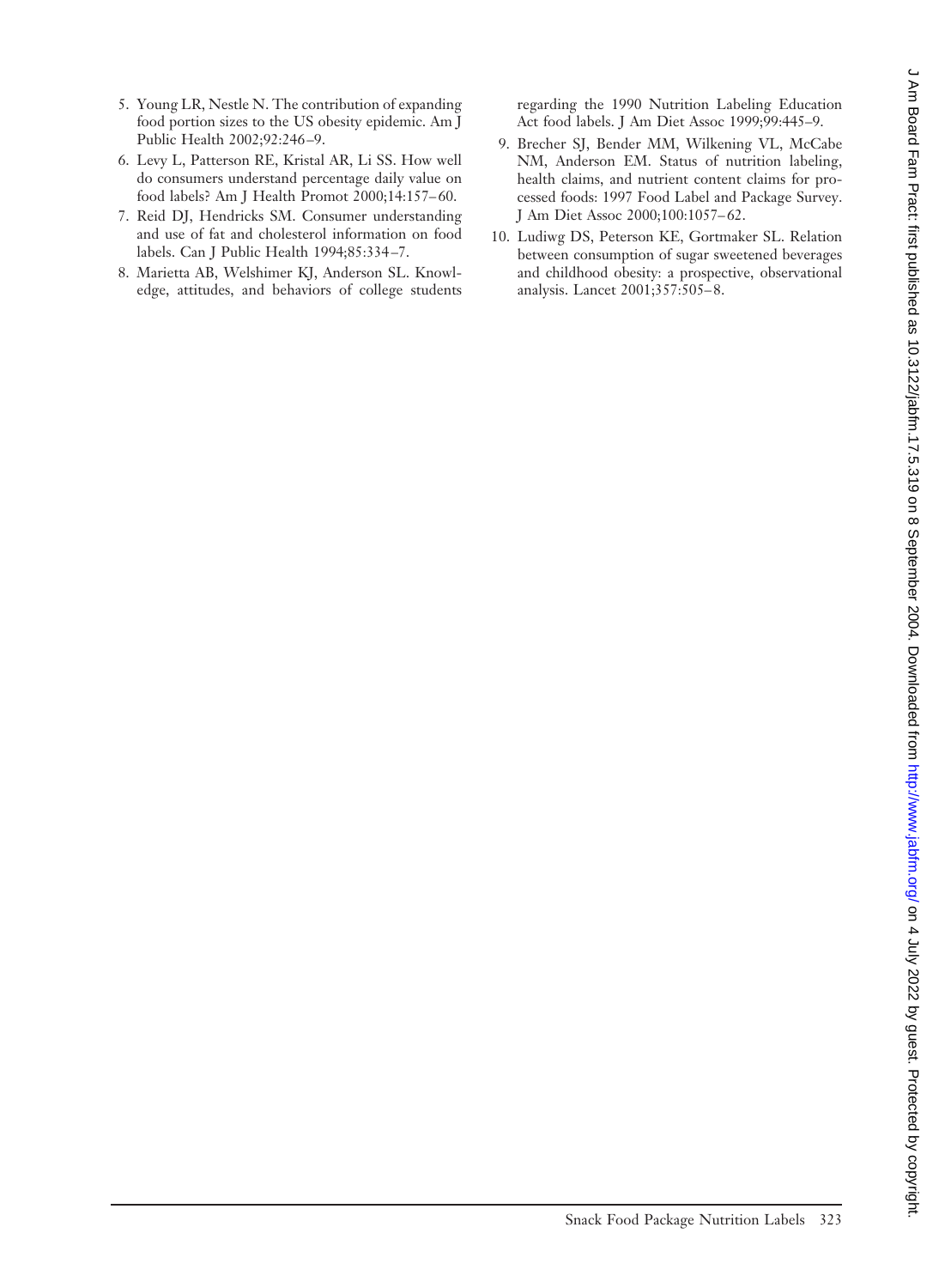5. Young LR, Nestle N. The contribution of expanding food portion sizes to the US obesity epidemic. Am J Public Health 2002;92:246–9.
6. Levy L, Patterson RE, Kristal AR, Li SS. How well do consumers understand percentage daily value on food labels? Am J Health Promot 2000;14:157–60.
7. Reid DJ, Hendricks SM. Consumer understanding and use of fat and cholesterol information on food labels. Can J Public Health 1994;85:334–7.
8. Marietta AB, Welshimer KJ, Anderson SL. Knowledge, attitudes, and behaviors of college students regarding the 1990 Nutrition Labeling Education Act food labels. J Am Diet Assoc 1999;99:445–9.
9. Brecher SJ, Bender MM, Wilkening VL, McCabe NM, Anderson EM. Status of nutrition labeling, health claims, and nutrient content claims for processed foods: 1997 Food Label and Package Survey. J Am Diet Assoc 2000;100:1057–62.
10. Ludiwg DS, Peterson KE, Gortmaker SL. Relation between consumption of sugar sweetened beverages and childhood obesity: a prospective, observational analysis. Lancet 2001;357:505–8.